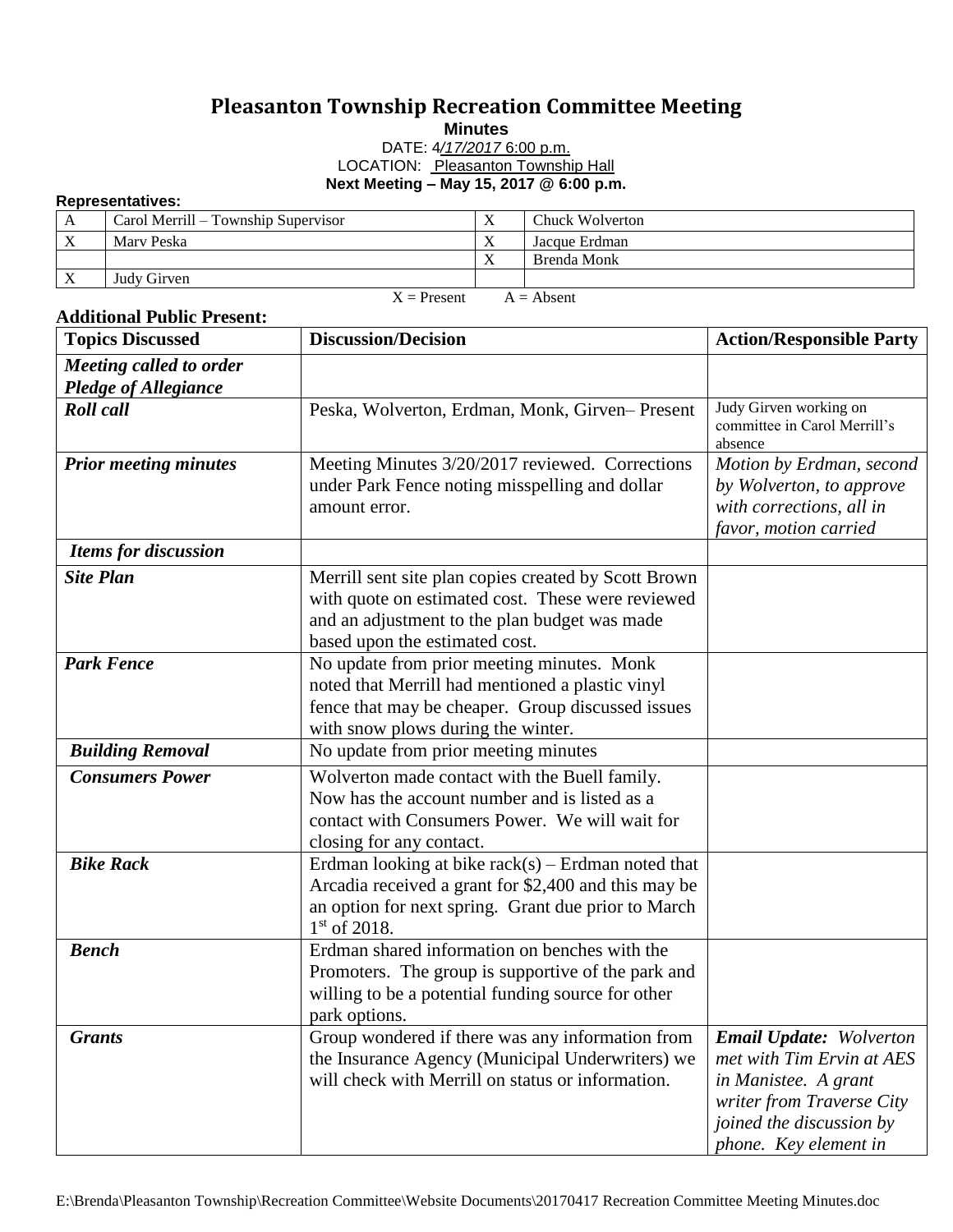# Pleasanton Township Recreation Committee Meeting

**Minutes**

DATE: 4/17/2017 6:00 p.m.
LOCATION: Pleasanton Township Hall
**Next Meeting – May 15, 2017 @ 6:00 p.m.**

**Representatives:**

| | | | |
|---|---|---|---|
| A | Carol Merrill – Township Supervisor | X | Chuck Wolverton |
| X | Marv Peska | X | Jacque Erdman |
| | | X | Brenda Monk |
| X | Judy Girven | | |

X = Present A = Absent

**Additional Public Present:**

| **Topics Discussed** | **Discussion/Decision** | **Action/Responsible Party** |
|---|---|---|
| ***Meeting called to order Pledge of Allegiance*** | | |
| ***Roll call*** | Peska, Wolverton, Erdman, Monk, Girven– Present | Judy Girven working on committee in Carol Merrill's absence |
| ***Prior meeting minutes*** | Meeting Minutes 3/20/2017 reviewed. Corrections under Park Fence noting misspelling and dollar amount error. | *Motion by Erdman, second by Wolverton, to approve with corrections, all in favor, motion carried* |
| ***Items for discussion*** | | |
| ***Site Plan*** | Merrill sent site plan copies created by Scott Brown with quote on estimated cost. These were reviewed and an adjustment to the plan budget was made based upon the estimated cost. | |
| ***Park Fence*** | No update from prior meeting minutes. Monk noted that Merrill had mentioned a plastic vinyl fence that may be cheaper. Group discussed issues with snow plows during the winter. | |
| ***Building Removal*** | No update from prior meeting minutes | |
| ***Consumers Power*** | Wolverton made contact with the Buell family. Now has the account number and is listed as a contact with Consumers Power. We will wait for closing for any contact. | |
| ***Bike Rack*** | Erdman looking at bike rack(s) – Erdman noted that Arcadia received a grant for $2,400 and this may be an option for next spring. Grant due prior to March 1st of 2018. | |
| ***Bench*** | Erdman shared information on benches with the Promoters. The group is supportive of the park and willing to be a potential funding source for other park options. | |
| ***Grants*** | Group wondered if there was any information from the Insurance Agency (Municipal Underwriters) we will check with Merrill on status or information. | ***Email Update:*** *Wolverton met with Tim Ervin at AES in Manistee. A grant writer from Traverse City joined the discussion by phone. Key element in* |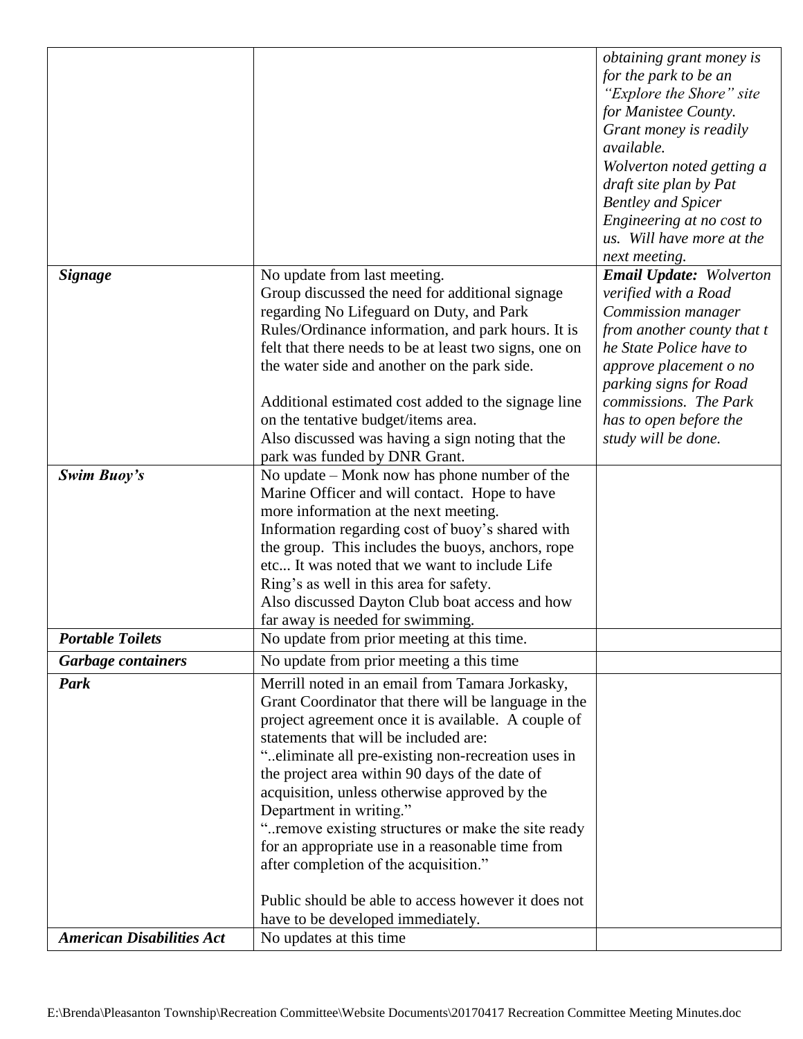| | | |
|---|---|---|
| | | *obtaining grant money is for the park to be an "Explore the Shore" site for Manistee County. Grant money is readily available.*<br>*Wolverton noted getting a draft site plan by Pat Bentley and Spicer Engineering at no cost to us. Will have more at the next meeting.* |
| ***Signage*** | No update from last meeting.<br>Group discussed the need for additional signage regarding No Lifeguard on Duty, and Park Rules/Ordinance information, and park hours. It is felt that there needs to be at least two signs, one on the water side and another on the park side.<br><br>Additional estimated cost added to the signage line on the tentative budget/items area.<br>Also discussed was having a sign noting that the park was funded by DNR Grant. | ***Email Update:*** *Wolverton verified with a Road Commission manager from another county that t he State Police have to approve placement o no parking signs for Road commissions. The Park has to open before the study will be done.* |
| ***Swim Buoy's*** | No update – Monk now has phone number of the Marine Officer and will contact. Hope to have more information at the next meeting.<br>Information regarding cost of buoy's shared with the group. This includes the buoys, anchors, rope etc... It was noted that we want to include Life Ring's as well in this area for safety.<br>Also discussed Dayton Club boat access and how far away is needed for swimming. | |
| ***Portable Toilets*** | No update from prior meeting at this time. | |
| ***Garbage containers*** | No update from prior meeting a this time | |
| ***Park*** | Merrill noted in an email from Tamara Jorkasky, Grant Coordinator that there will be language in the project agreement once it is available. A couple of statements that will be included are:<br>"..eliminate all pre-existing non-recreation uses in the project area within 90 days of the date of acquisition, unless otherwise approved by the Department in writing."<br>"..remove existing structures or make the site ready for an appropriate use in a reasonable time from after completion of the acquisition."<br><br>Public should be able to access however it does not have to be developed immediately. | |
| ***American Disabilities Act*** | No updates at this time | |

E:\Brenda\Pleasanton Township\Recreation Committee\Website Documents\20170417 Recreation Committee Meeting Minutes.doc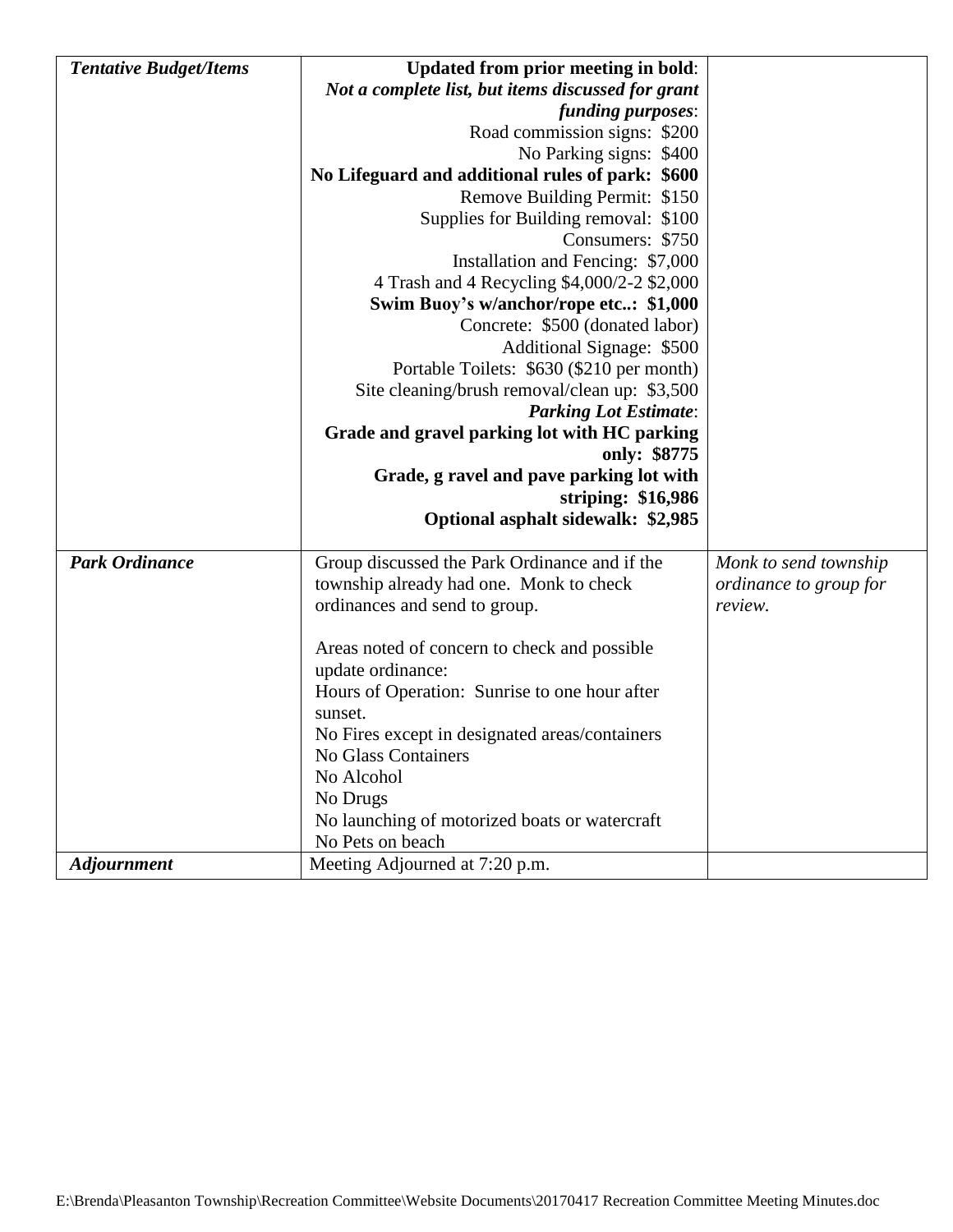| | | |
|---|---|---|
| ***Tentative Budget/Items*** | **Updated from prior meeting in bold**:<br>***Not a complete list, but items discussed for grant funding purposes***:<br>Road commission signs: $200<br>No Parking signs: $400<br>**No Lifeguard and additional rules of park: $600**<br>Remove Building Permit: $150<br>Supplies for Building removal: $100<br>Consumers: $750<br>Installation and Fencing: $7,000<br>4 Trash and 4 Recycling $4,000/2-2 $2,000<br>**Swim Buoy's w/anchor/rope etc..: $1,000**<br>Concrete: $500 (donated labor)<br>Additional Signage: $500<br>Portable Toilets: $630 ($210 per month)<br>Site cleaning/brush removal/clean up: $3,500<br>***Parking Lot Estimate***:<br>**Grade and gravel parking lot with HC parking only: $8775**<br>**Grade, g ravel and pave parking lot with striping: $16,986**<br>**Optional asphalt sidewalk: $2,985** | |
| ***Park Ordinance*** | Group discussed the Park Ordinance and if the township already had one. Monk to check ordinances and send to group.<br><br>Areas noted of concern to check and possible update ordinance:<br>Hours of Operation: Sunrise to one hour after sunset.<br>No Fires except in designated areas/containers<br>No Glass Containers<br>No Alcohol<br>No Drugs<br>No launching of motorized boats or watercraft<br>No Pets on beach | *Monk to send township ordinance to group for review.* |
| ***Adjournment*** | Meeting Adjourned at 7:20 p.m. | |

E:\Brenda\Pleasanton Township\Recreation Committee\Website Documents\20170417 Recreation Committee Meeting Minutes.doc